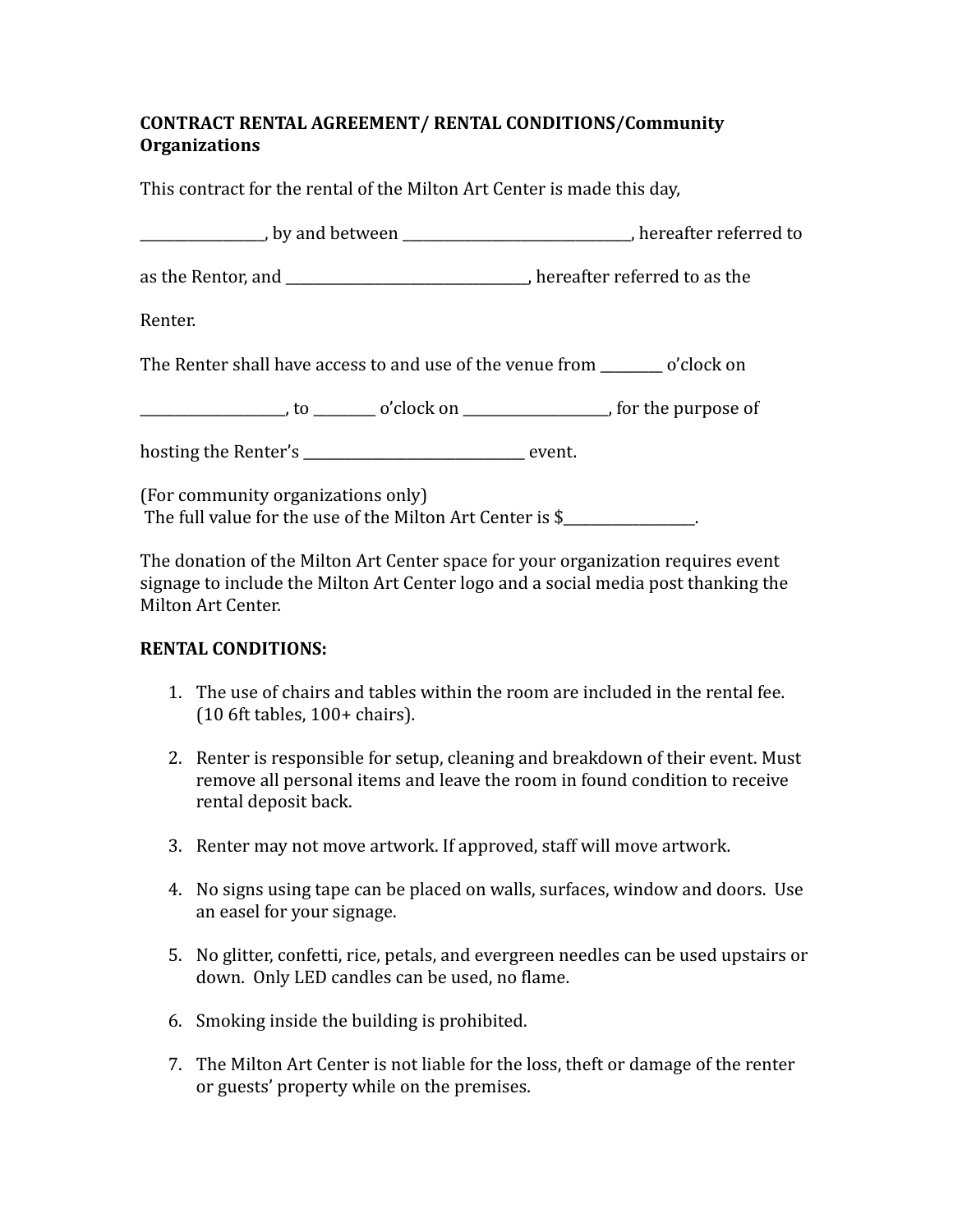**CONTRACT RENTAL AGREEMENT/ RENTAL CONDITIONS/Community Organizations**

This contract for the rental of the Milton Art Center is made this day,

_________________, by and between ________________________________, hereafter referred to

as the Rentor, and __________________________________, hereafter referred to as the

Renter.

The Renter shall have access to and use of the venue from _________ o'clock on

____________________, to _________ o'clock on ____________________, for the purpose of

hosting the Renter's _______________________________ event.

(For community organizations only)
The full value for the use of the Milton Art Center is $___________________.

The donation of the Milton Art Center space for your organization requires event signage to include the Milton Art Center logo and a social media post thanking the Milton Art Center.

**RENTAL CONDITIONS:**

1. The use of chairs and tables within the room are included in the rental fee. (10 6ft tables, 100+ chairs).

2. Renter is responsible for setup, cleaning and breakdown of their event. Must remove all personal items and leave the room in found condition to receive rental deposit back.

3. Renter may not move artwork. If approved, staff will move artwork.

4. No signs using tape can be placed on walls, surfaces, window and doors. Use an easel for your signage.

5. No glitter, confetti, rice, petals, and evergreen needles can be used upstairs or down. Only LED candles can be used, no flame.

6. Smoking inside the building is prohibited.

7. The Milton Art Center is not liable for the loss, theft or damage of the renter or guests' property while on the premises.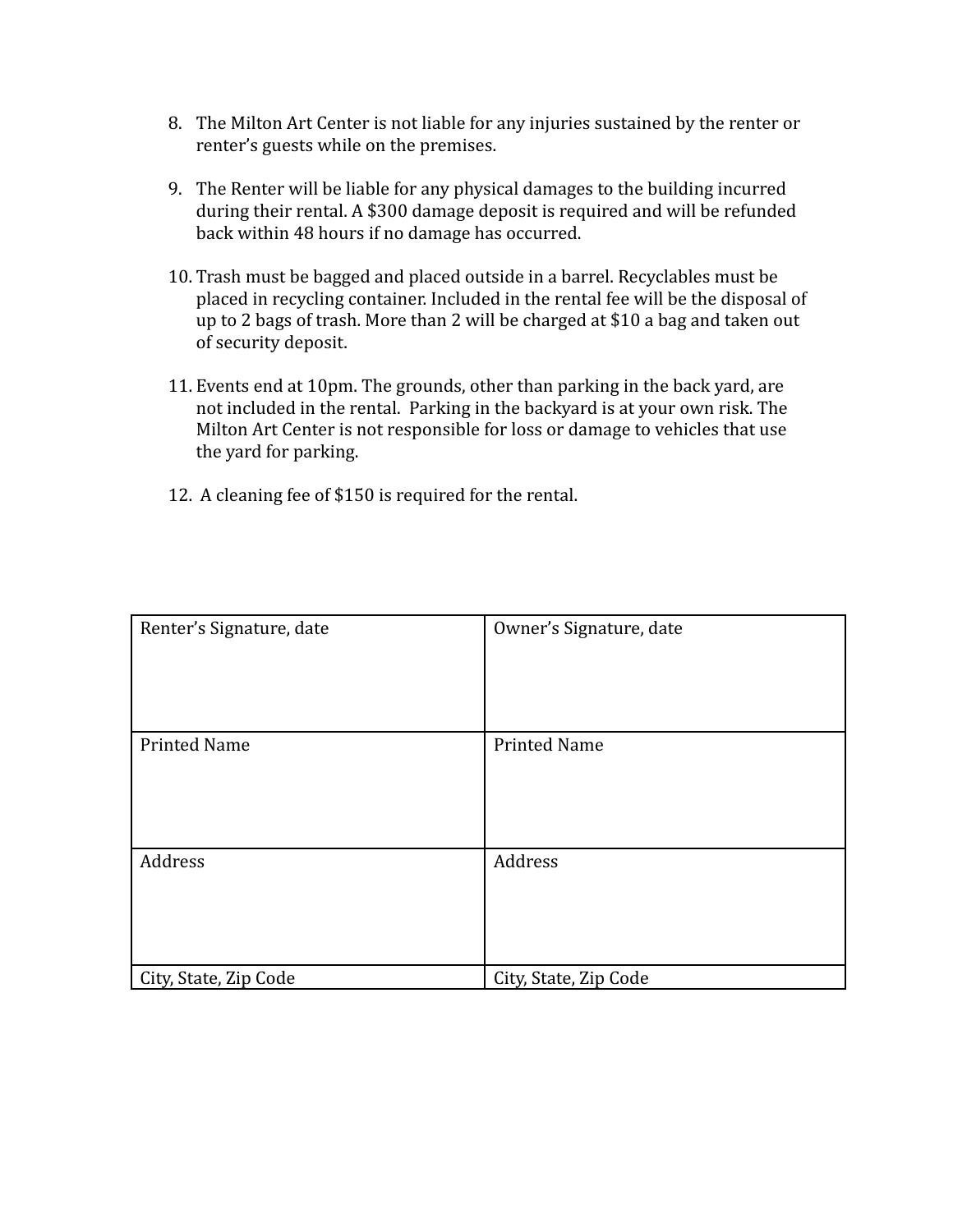8. The Milton Art Center is not liable for any injuries sustained by the renter or renter's guests while on the premises.

9. The Renter will be liable for any physical damages to the building incurred during their rental. A $300 damage deposit is required and will be refunded back within 48 hours if no damage has occurred.

10. Trash must be bagged and placed outside in a barrel. Recyclables must be placed in recycling container. Included in the rental fee will be the disposal of up to 2 bags of trash. More than 2 will be charged at $10 a bag and taken out of security deposit.

11. Events end at 10pm. The grounds, other than parking in the back yard, are not included in the rental. Parking in the backyard is at your own risk. The Milton Art Center is not responsible for loss or damage to vehicles that use the yard for parking.

12. A cleaning fee of $150 is required for the rental.

| | |
|---|---|
| Renter's Signature, date | Owner's Signature, date |
| Printed Name | Printed Name |
| Address | Address |
| City, State, Zip Code | City, State, Zip Code |